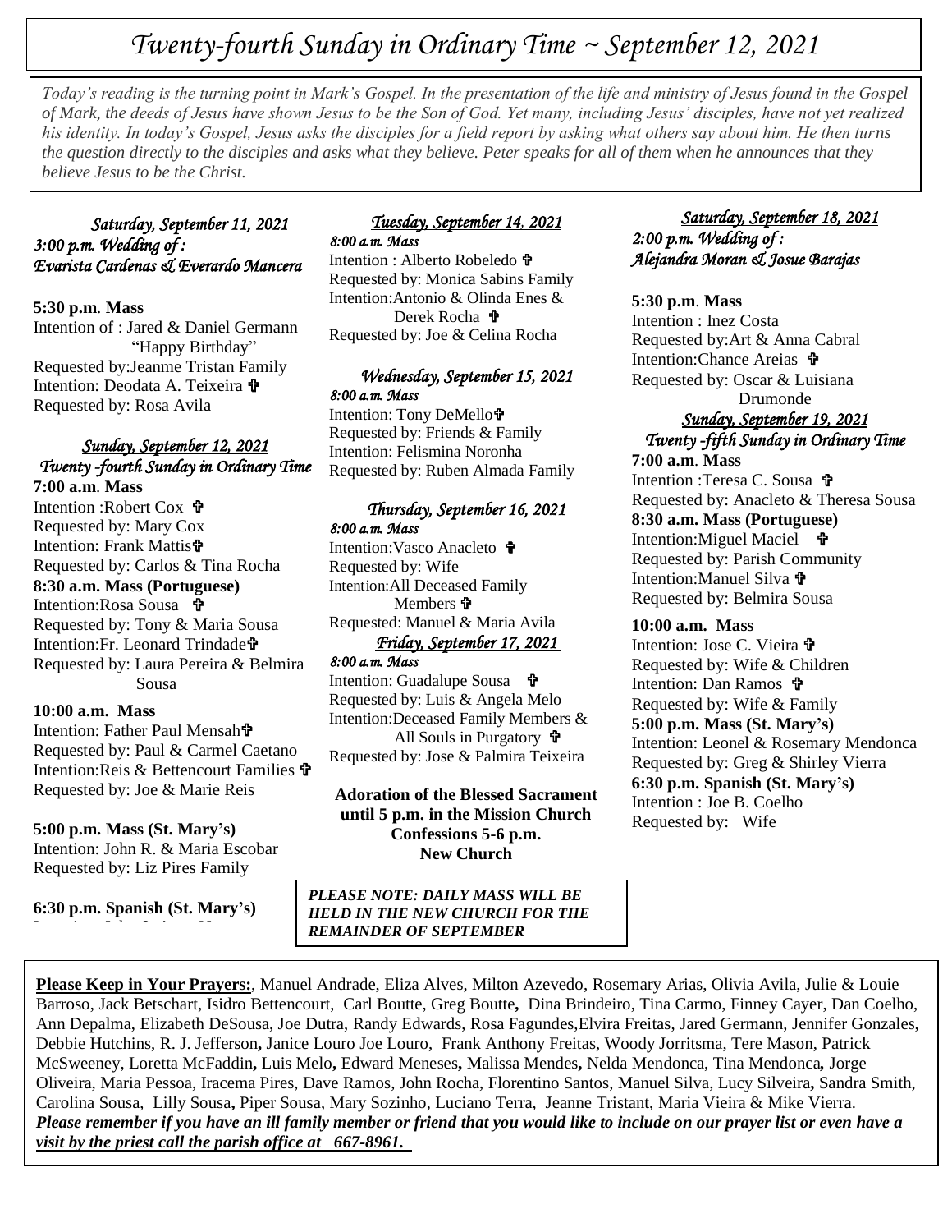# *Twenty-fourth Sunday in Ordinary Time ~ September 12, 2021*

*Today's reading is the turning point in Mark's Gospel. In the presentation of the life and ministry of Jesus found in the Gospel of Mark, the deeds of Jesus have shown Jesus to be the Son of God. Yet many, including Jesus' disciples, have not yet realized his identity. In today's Gospel, Jesus asks the disciples for a field report by asking what others say about him. He then turns the question directly to the disciples and asks what they believe. Peter speaks for all of them when he announces that they believe Jesus to be the Christ.*

***Saturday, September 11, 2021***
*3:00 p.m. Wedding of :*
*Evarista Cardenas & Everardo Mancera*

**5:30 p.m. Mass**
Intention of : Jared & Daniel Germann "Happy Birthday"
Requested by:Jeanme Tristan Family
Intention: Deodata A. Teixeira ✞
Requested by: Rosa Avila

***Sunday, September 12, 2021***
*Twenty -fourth Sunday in Ordinary Time*

**7:00 a.m. Mass**
Intention :Robert Cox ✞
Requested by: Mary Cox
Intention: Frank Mattis✞
Requested by: Carlos & Tina Rocha

**8:30 a.m. Mass (Portuguese)**
Intention:Rosa Sousa ✞
Requested by: Tony & Maria Sousa
Intention:Fr. Leonard Trindade✞
Requested by: Laura Pereira & Belmira Sousa

**10:00 a.m. Mass**
Intention: Father Paul Mensah✞
Requested by: Paul & Carmel Caetano
Intention:Reis & Bettencourt Families ✞
Requested by: Joe & Marie Reis

**5:00 p.m. Mass (St. Mary's)**
Intention: John R. & Maria Escobar
Requested by: Liz Pires Family

**6:30 p.m. Spanish (St. Mary's)**

***Tuesday, September 14, 2021***
*8:00 a.m. Mass*
Intention : Alberto Robeledo ✞
Requested by: Monica Sabins Family
Intention:Antonio & Olinda Enes & Derek Rocha ✞
Requested by: Joe & Celina Rocha

***Wednesday, September 15, 2021***
*8:00 a.m. Mass*
Intention: Tony DeMello✞
Requested by: Friends & Family
Intention: Felismina Noronha
Requested by: Ruben Almada Family

***Thursday, September 16, 2021***
*8:00 a.m. Mass*
Intention:Vasco Anacleto ✞
Requested by: Wife
Intention:All Deceased Family Members ✞
Requested: Manuel & Maria Avila

***Friday, September 17, 2021***
*8:00 a.m. Mass*
Intention: Guadalupe Sousa ✞
Requested by: Luis & Angela Melo
Intention:Deceased Family Members & All Souls in Purgatory ✞
Requested by: Jose & Palmira Teixeira

**Adoration of the Blessed Sacrament until 5 p.m. in the Mission Church**
**Confessions 5-6 p.m.**
**New Church**

*PLEASE NOTE: DAILY MASS WILL BE HELD IN THE NEW CHURCH FOR THE REMAINDER OF SEPTEMBER*

***Saturday, September 18, 2021***
*2:00 p.m. Wedding of :*
*Alejandra Moran & Josue Barajas*

**5:30 p.m. Mass**
Intention : Inez Costa
Requested by:Art & Anna Cabral
Intention:Chance Areias ✞
Requested by: Oscar & Luisiana Drumonde

***Sunday, September 19, 2021***
*Twenty -fifth Sunday in Ordinary Time*

**7:00 a.m. Mass**
Intention :Teresa C. Sousa ✞
Requested by: Anacleto & Theresa Sousa

**8:30 a.m. Mass (Portuguese)**
Intention:Miguel Maciel ✞
Requested by: Parish Community
Intention:Manuel Silva ✞
Requested by: Belmira Sousa

**10:00 a.m. Mass**
Intention: Jose C. Vieira ✞
Requested by: Wife & Children
Intention: Dan Ramos ✞
Requested by: Wife & Family

**5:00 p.m. Mass (St. Mary's)**
Intention: Leonel & Rosemary Mendonca
Requested by: Greg & Shirley Vierra

**6:30 p.m. Spanish (St. Mary's)**
Intention : Joe B. Coelho
Requested by: Wife

**Please Keep in Your Prayers:**, Manuel Andrade, Eliza Alves, Milton Azevedo, Rosemary Arias, Olivia Avila, Julie & Louie Barroso, Jack Betschart, Isidro Bettencourt, Carl Boutte, Greg Boutte**,** Dina Brindeiro, Tina Carmo, Finney Cayer, Dan Coelho, Ann Depalma, Elizabeth DeSousa, Joe Dutra, Randy Edwards, Rosa Fagundes,Elvira Freitas, Jared Germann, Jennifer Gonzales, Debbie Hutchins, R. J. Jefferson**,** Janice Louro Joe Louro, Frank Anthony Freitas, Woody Jorritsma, Tere Mason, Patrick McSweeney, Loretta McFaddin**,** Luis Melo**,** Edward Meneses**,** Malissa Mendes**,** Nelda Mendonca, Tina Mendonca**,** Jorge Oliveira, Maria Pessoa, Iracema Pires, Dave Ramos, John Rocha, Florentino Santos, Manuel Silva, Lucy Silveira**,** Sandra Smith, Carolina Sousa, Lilly Sousa**,** Piper Sousa, Mary Sozinho, Luciano Terra, Jeanne Tristant, Maria Vieira & Mike Vierra.

***Please remember if you have an ill family member or friend that you would like to include on our prayer list or even have a visit by the priest call the parish office at 667-8961.***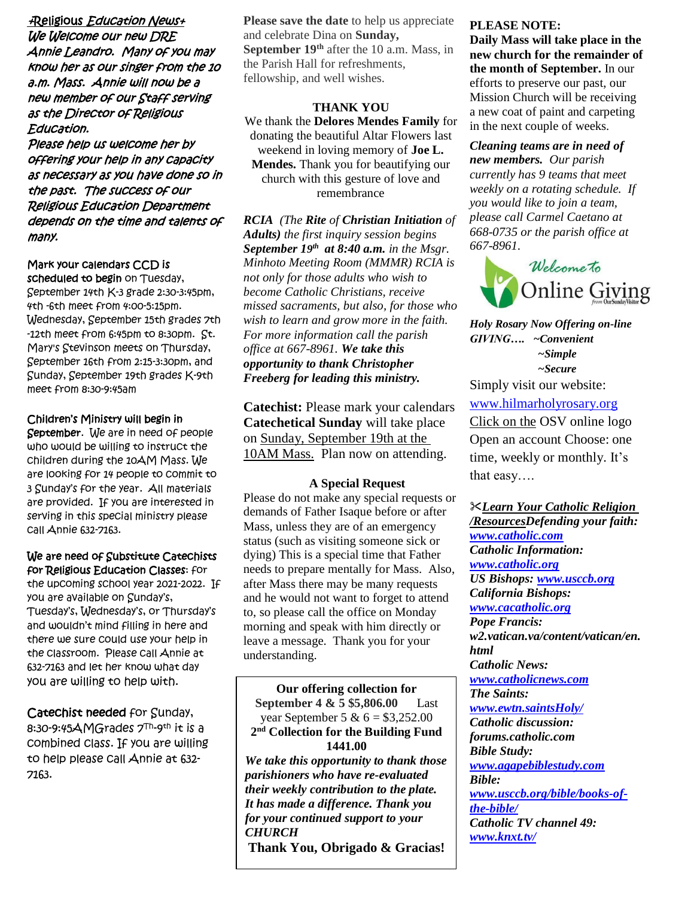# +Religious Education News+

*We Welcome our new DRE Annie Leandro. Many of you may know her as our singer from the 10 a.m. Mass. Annie will now be a new member of our Staff serving as the Director of Religious Education.*

*Please help us welcome her by offering your help in any capacity as necessary as you have done so in the past. The success of our Religious Education Department depends on the time and talents of many.*

**Mark your calendars CCD is scheduled to begin** on Tuesday, September 14th K-3 grade 2:30-3:45pm, 4th -6th meet from 4:00-5:15pm. Wednesday, September 15th grades 7th -12th meet from 6:45pm to 8:30pm. St. Mary's Stevinson meets on Thursday, September 16th from 2:15-3:30pm, and Sunday, September 19th grades K-9th meet from 8:30-9:45am

**Children's Ministry will begin in September**. We are in need of people who would be willing to instruct the children during the 10AM Mass. We are looking for 14 people to commit to 3 Sunday's for the year. All materials are provided. If you are interested in serving in this special ministry please call Annie 632-7163.

**We are need of Substitute Catechists for Religious Education Classes**: for the upcoming school year 2021-2022. If you are available on Sunday's, Tuesday's, Wednesday's, or Thursday's and wouldn't mind filling in here and there we sure could use your help in the classroom. Please call Annie at 632-7163 and let her know what day you are willing to help with.

**Catechist needed** for Sunday, 8:30-9:45AMGrades 7Th-9th it is a combined class. If you are willing to help please call Annie at 632-7163.

**Please save the date** to help us appreciate and celebrate Dina on **Sunday, September 19th** after the 10 a.m. Mass, in the Parish Hall for refreshments, fellowship, and well wishes.

**THANK YOU**

We thank the **Delores Mendes Family** for donating the beautiful Altar Flowers last weekend in loving memory of **Joe L. Mendes.** Thank you for beautifying our church with this gesture of love and remembrance

***RCIA*** *(The* ***Rite*** *of* ***Christian Initiation*** *of* ***Adults)*** *the first inquiry session begins* ***September 19th at 8:40 a.m.*** *in the Msgr. Minhoto Meeting Room (MMMR) RCIA is not only for those adults who wish to become Catholic Christians, receive missed sacraments, but also, for those who wish to learn and grow more in the faith. For more information call the parish office at 667-8961.* ***We take this opportunity to thank Christopher Freeberg for leading this ministry.***

**Catechist:** Please mark your calendars **Catechetical Sunday** will take place on Sunday, September 19th at the 10AM Mass. Plan now on attending.

**A Special Request**

Please do not make any special requests or demands of Father Isaque before or after Mass, unless they are of an emergency status (such as visiting someone sick or dying) This is a special time that Father needs to prepare mentally for Mass. Also, after Mass there may be many requests and he would not want to forget to attend to, so please call the office on Monday morning and speak with him directly or leave a message. Thank you for your understanding.

**Our offering collection for September 4 & 5 $5,806.00** Last year September 5 & 6 = $3,252.00

**2nd Collection for the Building Fund 1441.00**

***We take this opportunity to thank those parishioners who have re-evaluated their weekly contribution to the plate. It has made a difference. Thank you for your continued support to your CHURCH***

**Thank You, Obrigado & Gracias!**

**PLEASE NOTE:**

**Daily Mass will take place in the new church for the remainder of the month of September.** In our efforts to preserve our past, our Mission Church will be receiving a new coat of paint and carpeting in the next couple of weeks.

***Cleaning teams are in need of new members.*** *Our parish currently has 9 teams that meet weekly on a rotating schedule. If you would like to join a team, please call Carmel Caetano at 668-0735 or the parish office at 667-8961.*

Welcome to Online Giving

***Holy Rosary Now Offering on-line GIVING…. ~Convenient ~Simple ~Secure***

Simply visit our website:

www.hilmarholyrosary.org

Click on the OSV online logo
Open an account Choose: one time, weekly or monthly. It's that easy….

✂ ***Learn Your Catholic Religion /Resources Defending your faith:*** *www.catholic.com*
***Catholic Information:*** *www.catholic.org*
***US Bishops:*** *www.usccb.org*
***California Bishops:*** *www.cacatholic.org*
***Pope Francis:*** *w2.vatican.va/content/vatican/en.html*
***Catholic News:*** *www.catholicnews.com*
***The Saints:*** *www.ewtn.saintsHoly/*
***Catholic discussion:*** *forums.catholic.com*
***Bible Study:*** *www.agapebiblestudy.com*
***Bible:*** *www.usccb.org/bible/books-of-the-bible/*
***Catholic TV channel 49:*** *www.knxt.tv/*